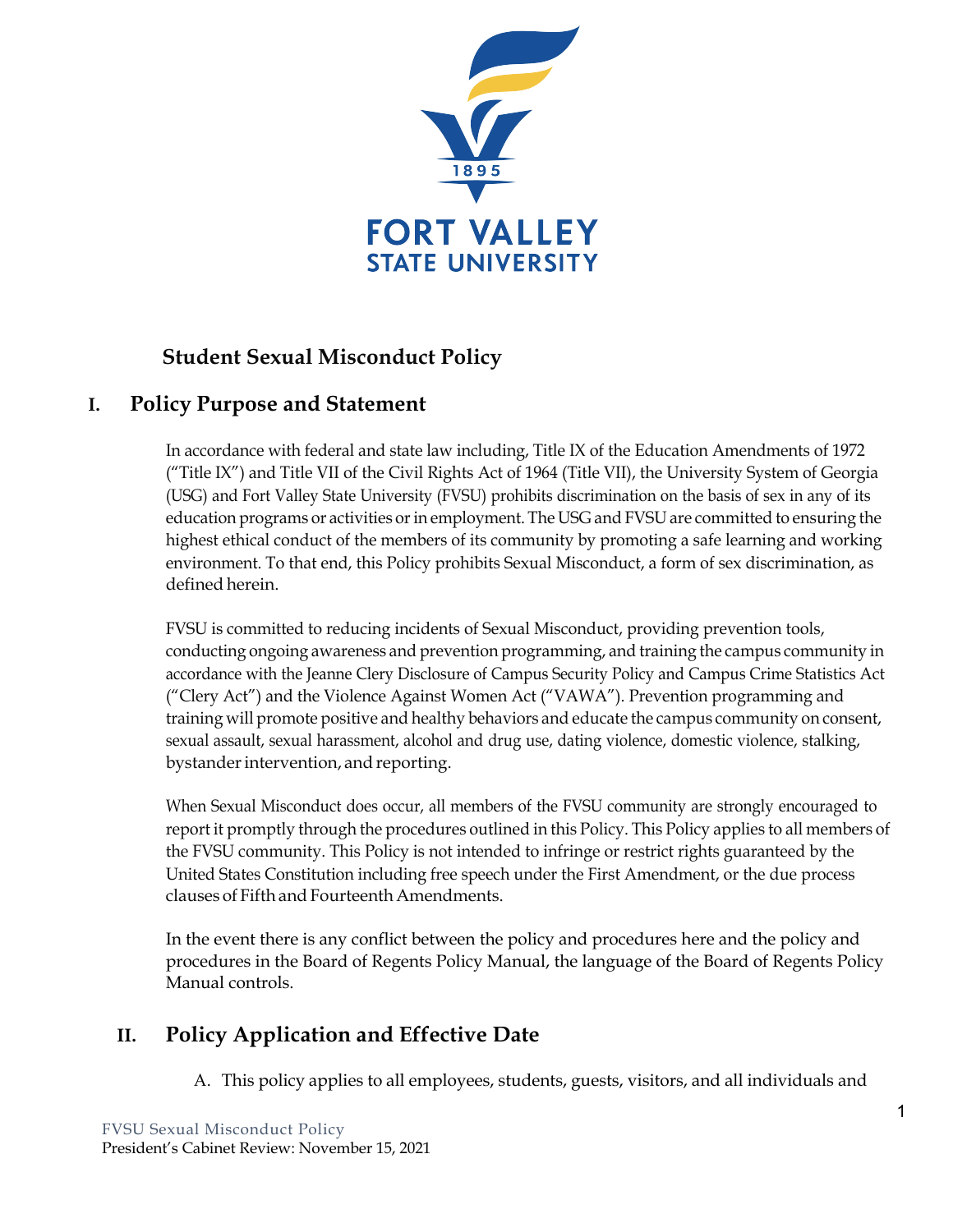# Student Sexual Misconduct Policy

## I. Policy Purpose and Statement

In accordance with federal and state law including, Title IX of the Education Amendments of 1972 ("Title IX") and Title VII of the Civil Rights Act of 1964 (Title VII), the University System of Georgia (USG) and Fort Valley State University (FVSU) prohibits discrimination on the basis of sex in any of its education programs or activities or in employment. The USG and FVSU are committed to ensuring the highest ethical conduct of the members of its community by promoting a safe learning and working environment. To that end, this Policy prohibits Sexual Misconduct, a form of sex discrimination, as defined herein.

FVSU is committed to reducing incidents of Sexual Misconduct, providing prevention tools, conducting ongoing awareness and prevention programming, and training the campus community in accordance with the Jeanne Clery Disclosure of Campus Security Policy and Campus Crime Statistics Act ("Clery Act") and the Violence Against Women Act ("VAWA"). Prevention programming and training will promote positive and healthy behaviors and educate the campus community on consent, sexual assault, sexual harassment, alcohol and drug use, dating violence, domestic violence, stalking, bystander intervention, and reporting.

When Sexual Misconduct does occur, all members of the FVSU community are strongly encouraged to report it promptly through the procedures outlined in this Policy. This Policy applies to all members of the FVSU community. This Policy is not intended to infringe or restrict rights guaranteed by the United States Constitution including free speech under the First Amendment, or the due process clauses of Fifth and Fourteenth Amendments.

In the event there is any conflict between the policy and procedures here and the policy and procedures in the Board of Regents Policy Manual, the language of the Board of Regents Policy Manual controls.

## II. Policy Application and Effective Date

A. This policy applies to all employees, students, guests, visitors, and all individuals and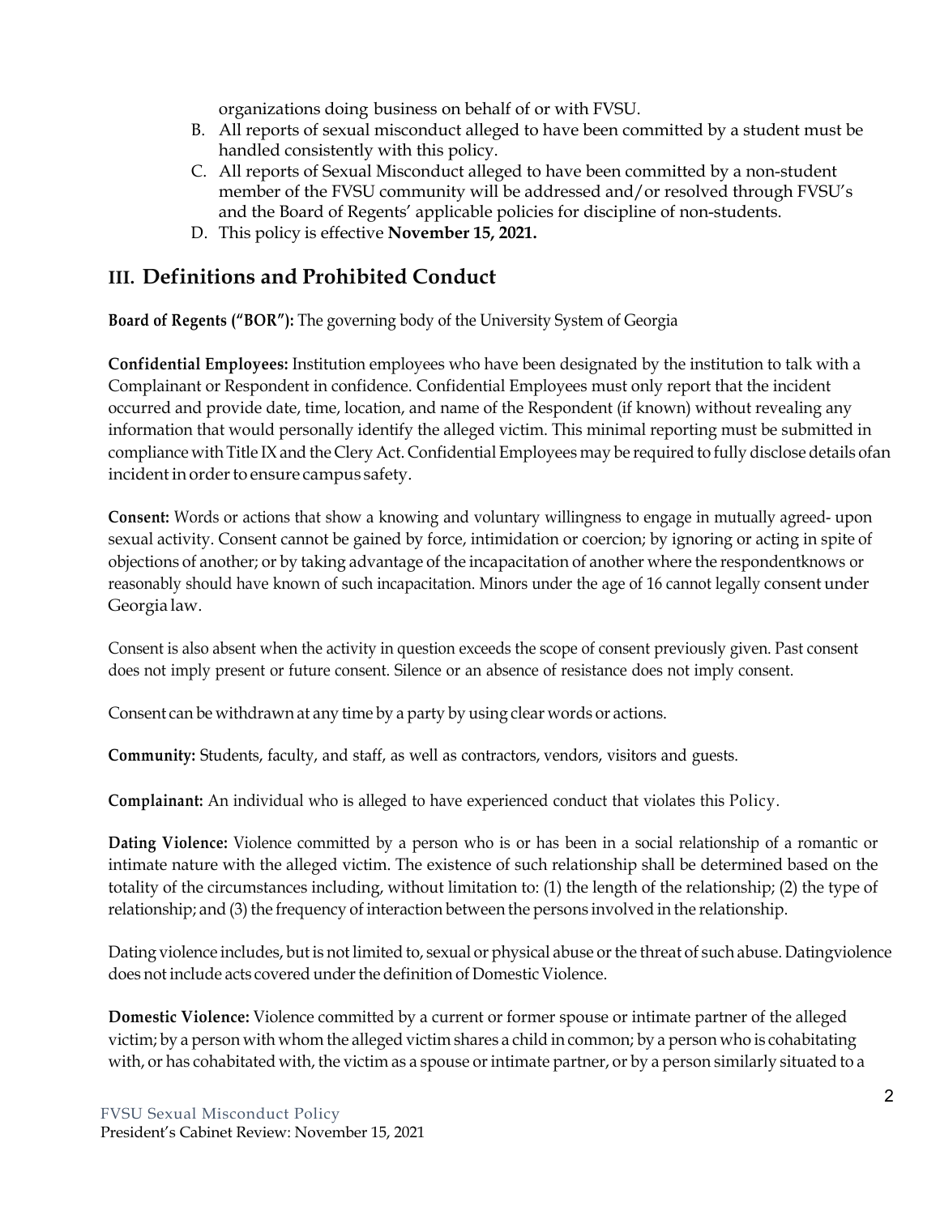organizations doing business on behalf of or with FVSU.

B. All reports of sexual misconduct alleged to have been committed by a student must be handled consistently with this policy.
C. All reports of Sexual Misconduct alleged to have been committed by a non-student member of the FVSU community will be addressed and/or resolved through FVSU's and the Board of Regents' applicable policies for discipline of non-students.
D. This policy is effective **November 15, 2021.**

## III. Definitions and Prohibited Conduct

**Board of Regents ("BOR"):** The governing body of the University System of Georgia

**Confidential Employees:** Institution employees who have been designated by the institution to talk with a Complainant or Respondent in confidence. Confidential Employees must only report that the incident occurred and provide date, time, location, and name of the Respondent (if known) without revealing any information that would personally identify the alleged victim. This minimal reporting must be submitted in compliance with Title IX and the Clery Act. Confidential Employees may be required to fully disclose details ofan incident in order to ensure campus safety.

**Consent:** Words or actions that show a knowing and voluntary willingness to engage in mutually agreed- upon sexual activity. Consent cannot be gained by force, intimidation or coercion; by ignoring or acting in spite of objections of another; or by taking advantage of the incapacitation of another where the respondentknows or reasonably should have known of such incapacitation. Minors under the age of 16 cannot legally consent under Georgia law.

Consent is also absent when the activity in question exceeds the scope of consent previously given. Past consent does not imply present or future consent. Silence or an absence of resistance does not imply consent.

Consent can be withdrawn at any time by a party by using clear words or actions.

**Community:** Students, faculty, and staff, as well as contractors, vendors, visitors and guests.

**Complainant:** An individual who is alleged to have experienced conduct that violates this Policy.

**Dating Violence:** Violence committed by a person who is or has been in a social relationship of a romantic or intimate nature with the alleged victim. The existence of such relationship shall be determined based on the totality of the circumstances including, without limitation to: (1) the length of the relationship; (2) the type of relationship; and (3) the frequency of interaction between the persons involved in the relationship.

Dating violence includes, but is not limited to, sexual or physical abuse or the threat of such abuse. Datingviolence does not include acts covered under the definition of Domestic Violence.

**Domestic Violence:** Violence committed by a current or former spouse or intimate partner of the alleged victim; by a person with whom the alleged victim shares a child in common; by a person who is cohabitating with, or has cohabitated with, the victim as a spouse or intimate partner, or by a person similarly situated to a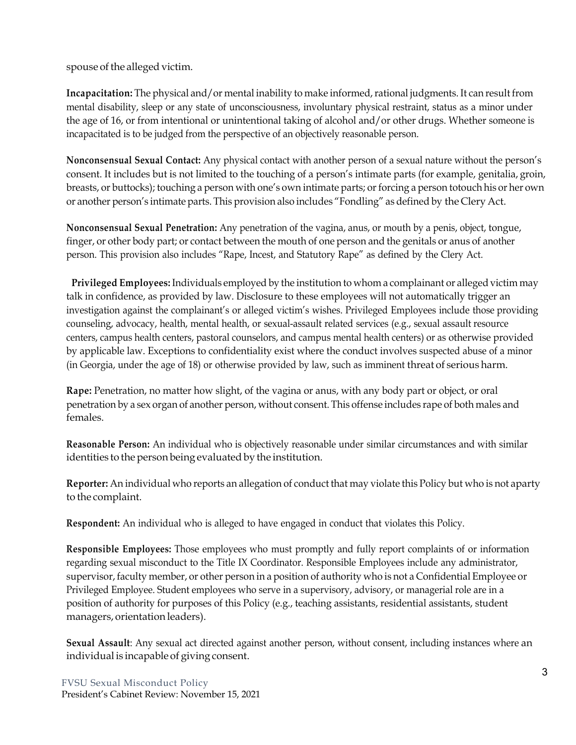spouse of the alleged victim.

**Incapacitation:** The physical and/or mental inability to make informed, rational judgments. It can result from mental disability, sleep or any state of unconsciousness, involuntary physical restraint, status as a minor under the age of 16, or from intentional or unintentional taking of alcohol and/or other drugs. Whether someone is incapacitated is to be judged from the perspective of an objectively reasonable person.

**Nonconsensual Sexual Contact:** Any physical contact with another person of a sexual nature without the person's consent. It includes but is not limited to the touching of a person's intimate parts (for example, genitalia, groin, breasts, or buttocks); touching a person with one's own intimate parts; or forcing a person totouch his or her own or another person's intimate parts. This provision also includes "Fondling" as defined by the Clery Act.

**Nonconsensual Sexual Penetration:** Any penetration of the vagina, anus, or mouth by a penis, object, tongue, finger, or other body part; or contact between the mouth of one person and the genitals or anus of another person. This provision also includes "Rape, Incest, and Statutory Rape" as defined by the Clery Act.

**Privileged Employees:** Individuals employed by the institution to whom a complainant or alleged victim may talk in confidence, as provided by law. Disclosure to these employees will not automatically trigger an investigation against the complainant's or alleged victim's wishes. Privileged Employees include those providing counseling, advocacy, health, mental health, or sexual-assault related services (e.g., sexual assault resource centers, campus health centers, pastoral counselors, and campus mental health centers) or as otherwise provided by applicable law. Exceptions to confidentiality exist where the conduct involves suspected abuse of a minor (in Georgia, under the age of 18) or otherwise provided by law, such as imminent threat of serious harm.

**Rape:** Penetration, no matter how slight, of the vagina or anus, with any body part or object, or oral penetration by a sex organ of another person, without consent. This offense includes rape of both males and females.

**Reasonable Person:** An individual who is objectively reasonable under similar circumstances and with similar identities to the person being evaluated by the institution.

**Reporter:** An individual who reports an allegation of conduct that may violate this Policy but who is not aparty to the complaint.

**Respondent:** An individual who is alleged to have engaged in conduct that violates this Policy.

**Responsible Employees:** Those employees who must promptly and fully report complaints of or information regarding sexual misconduct to the Title IX Coordinator. Responsible Employees include any administrator, supervisor, faculty member, or other person in a position of authority who is not a Confidential Employee or Privileged Employee. Student employees who serve in a supervisory, advisory, or managerial role are in a position of authority for purposes of this Policy (e.g., teaching assistants, residential assistants, student managers, orientation leaders).

**Sexual Assault**: Any sexual act directed against another person, without consent, including instances where an individual is incapable of giving consent.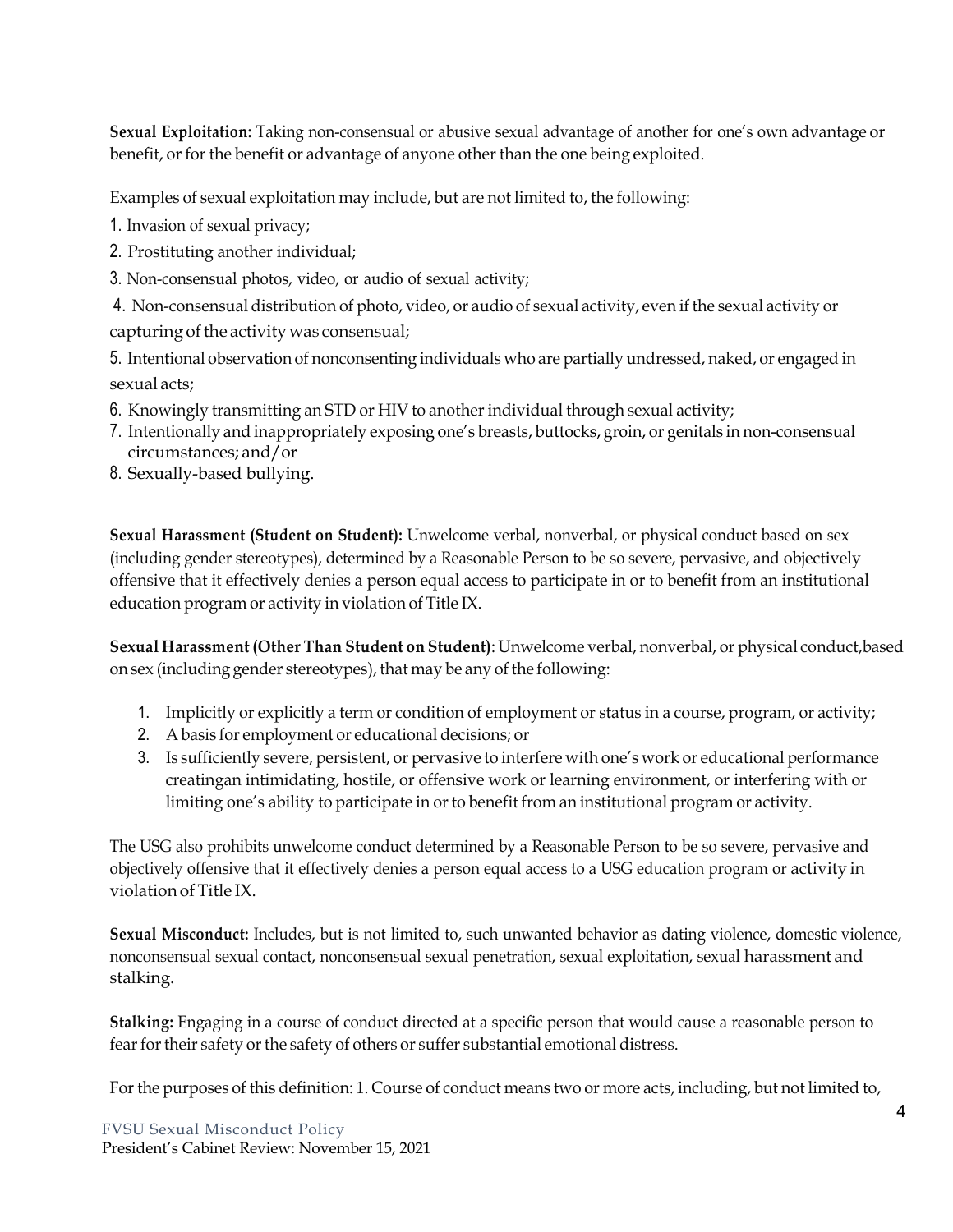**Sexual Exploitation:** Taking non-consensual or abusive sexual advantage of another for one's own advantage or benefit, or for the benefit or advantage of anyone other than the one being exploited.

Examples of sexual exploitation may include, but are not limited to, the following:

1. Invasion of sexual privacy;
2. Prostituting another individual;
3. Non-consensual photos, video, or audio of sexual activity;
4. Non-consensual distribution of photo, video, or audio of sexual activity, even if the sexual activity or capturing of the activity was consensual;
5. Intentional observation of nonconsenting individuals who are partially undressed, naked, or engaged in sexual acts;
6. Knowingly transmitting an STD or HIV to another individual through sexual activity;
7. Intentionally and inappropriately exposing one's breasts, buttocks, groin, or genitals in non-consensual circumstances; and/or
8. Sexually-based bullying.

**Sexual Harassment (Student on Student):** Unwelcome verbal, nonverbal, or physical conduct based on sex (including gender stereotypes), determined by a Reasonable Person to be so severe, pervasive, and objectively offensive that it effectively denies a person equal access to participate in or to benefit from an institutional education program or activity in violation of Title IX.

**Sexual Harassment (Other Than Student on Student)**: Unwelcome verbal, nonverbal, or physical conduct,based on sex (including gender stereotypes), that may be any of the following:

1. Implicitly or explicitly a term or condition of employment or status in a course, program, or activity;
2. A basis for employment or educational decisions; or
3. Is sufficiently severe, persistent, or pervasive to interfere with one's work or educational performance creatingan intimidating, hostile, or offensive work or learning environment, or interfering with or limiting one's ability to participate in or to benefit from an institutional program or activity.

The USG also prohibits unwelcome conduct determined by a Reasonable Person to be so severe, pervasive and objectively offensive that it effectively denies a person equal access to a USG education program or activity in violation of Title IX.

**Sexual Misconduct:** Includes, but is not limited to, such unwanted behavior as dating violence, domestic violence, nonconsensual sexual contact, nonconsensual sexual penetration, sexual exploitation, sexual harassment and stalking.

**Stalking:** Engaging in a course of conduct directed at a specific person that would cause a reasonable person to fear for their safety or the safety of others or suffer substantial emotional distress.

For the purposes of this definition: 1. Course of conduct means two or more acts, including, but not limited to,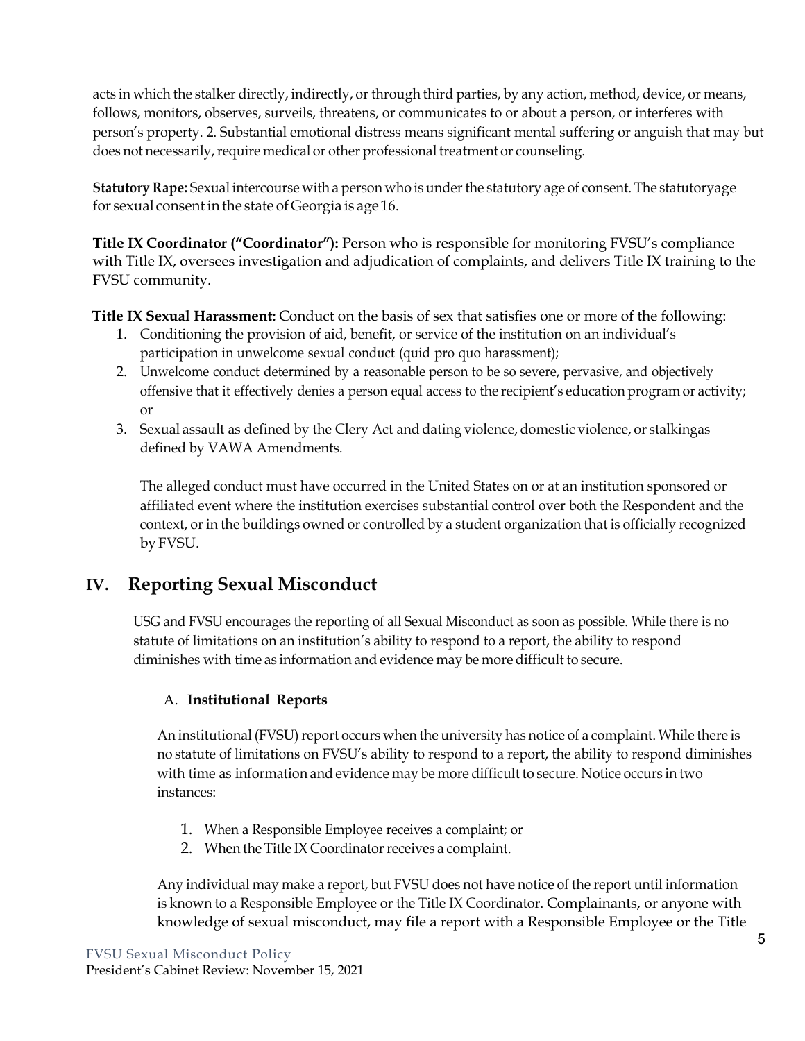acts in which the stalker directly, indirectly, or through third parties, by any action, method, device, or means, follows, monitors, observes, surveils, threatens, or communicates to or about a person, or interferes with person's property. 2. Substantial emotional distress means significant mental suffering or anguish that may but does not necessarily, require medical or other professional treatment or counseling.

**Statutory Rape:** Sexual intercourse with a person who is under the statutory age of consent. The statutoryage for sexual consent in the state of Georgia is age 16.

**Title IX Coordinator ("Coordinator"):** Person who is responsible for monitoring FVSU's compliance with Title IX, oversees investigation and adjudication of complaints, and delivers Title IX training to the FVSU community.

**Title IX Sexual Harassment:** Conduct on the basis of sex that satisfies one or more of the following:

1. Conditioning the provision of aid, benefit, or service of the institution on an individual's participation in unwelcome sexual conduct (quid pro quo harassment);
2. Unwelcome conduct determined by a reasonable person to be so severe, pervasive, and objectively offensive that it effectively denies a person equal access to the recipient's education program or activity; or
3. Sexual assault as defined by the Clery Act and dating violence, domestic violence, or stalkingas defined by VAWA Amendments.

   The alleged conduct must have occurred in the United States on or at an institution sponsored or affiliated event where the institution exercises substantial control over both the Respondent and the context, or in the buildings owned or controlled by a student organization that is officially recognized by FVSU.

## IV. Reporting Sexual Misconduct

USG and FVSU encourages the reporting of all Sexual Misconduct as soon as possible. While there is no statute of limitations on an institution's ability to respond to a report, the ability to respond diminishes with time as information and evidence may be more difficult to secure.

### A. Institutional Reports

An institutional (FVSU) report occurs when the university has notice of a complaint. While there is no statute of limitations on FVSU's ability to respond to a report, the ability to respond diminishes with time as information and evidence may be more difficult to secure. Notice occurs in two instances:

1. When a Responsible Employee receives a complaint; or
2. When the Title IX Coordinator receives a complaint.

Any individual may make a report, but FVSU does not have notice of the report until information is known to a Responsible Employee or the Title IX Coordinator. Complainants, or anyone with knowledge of sexual misconduct, may file a report with a Responsible Employee or the Title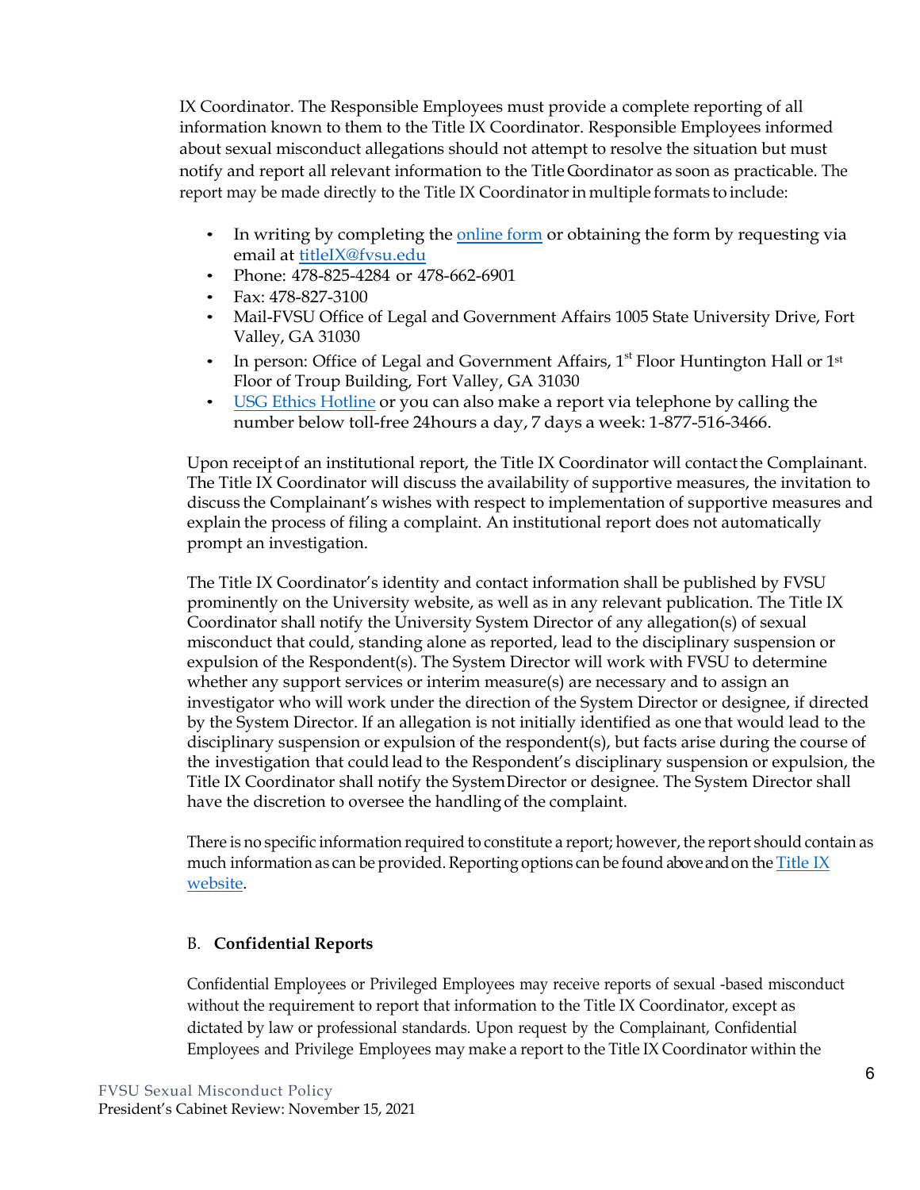IX Coordinator. The Responsible Employees must provide a complete reporting of all information known to them to the Title IX Coordinator. Responsible Employees informed about sexual misconduct allegations should not attempt to resolve the situation but must notify and report all relevant information to the Title Coordinator as soon as practicable. The report may be made directly to the Title IX Coordinator in multiple formats to include:

- In writing by completing the [online form]() or obtaining the form by requesting via email at [titleIX@fvsu.edu](mailto:titleIX@fvsu.edu)
- Phone: 478-825-4284 or 478-662-6901
- Fax: 478-827-3100
- Mail-FVSU Office of Legal and Government Affairs 1005 State University Drive, Fort Valley, GA 31030
- In person: Office of Legal and Government Affairs, 1st Floor Huntington Hall or 1st Floor of Troup Building, Fort Valley, GA 31030
- [USG Ethics Hotline]() or you can also make a report via telephone by calling the number below toll-free 24hours a day, 7 days a week: 1-877-516-3466.

Upon receipt of an institutional report, the Title IX Coordinator will contact the Complainant. The Title IX Coordinator will discuss the availability of supportive measures, the invitation to discuss the Complainant's wishes with respect to implementation of supportive measures and explain the process of filing a complaint. An institutional report does not automatically prompt an investigation.

The Title IX Coordinator's identity and contact information shall be published by FVSU prominently on the University website, as well as in any relevant publication. The Title IX Coordinator shall notify the University System Director of any allegation(s) of sexual misconduct that could, standing alone as reported, lead to the disciplinary suspension or expulsion of the Respondent(s). The System Director will work with FVSU to determine whether any support services or interim measure(s) are necessary and to assign an investigator who will work under the direction of the System Director or designee, if directed by the System Director. If an allegation is not initially identified as one that would lead to the disciplinary suspension or expulsion of the respondent(s), but facts arise during the course of the investigation that could lead to the Respondent's disciplinary suspension or expulsion, the Title IX Coordinator shall notify the System Director or designee. The System Director shall have the discretion to oversee the handling of the complaint.

There is no specific information required to constitute a report; however, the report should contain as much information as can be provided. Reporting options can be found above and on the [Title IX website]().

### B. **Confidential Reports**

Confidential Employees or Privileged Employees may receive reports of sexual -based misconduct without the requirement to report that information to the Title IX Coordinator, except as dictated by law or professional standards. Upon request by the Complainant, Confidential Employees and Privilege Employees may make a report to the Title IX Coordinator within the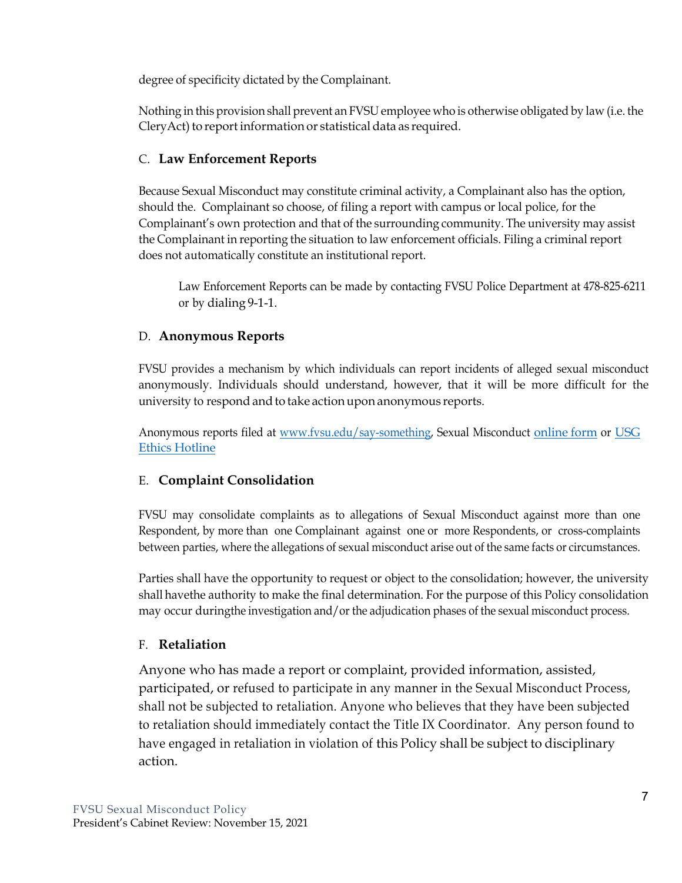degree of specificity dictated by the Complainant.

Nothing in this provision shall prevent an FVSU employee who is otherwise obligated by law (i.e. the Clery Act) to report information or statistical data as required.

### C. **Law Enforcement Reports**

Because Sexual Misconduct may constitute criminal activity, a Complainant also has the option, should the. Complainant so choose, of filing a report with campus or local police, for the Complainant's own protection and that of the surrounding community. The university may assist the Complainant in reporting the situation to law enforcement officials. Filing a criminal report does not automatically constitute an institutional report.

> Law Enforcement Reports can be made by contacting FVSU Police Department at 478-825-6211 or by dialing 9-1-1.

### D. **Anonymous Reports**

FVSU provides a mechanism by which individuals can report incidents of alleged sexual misconduct anonymously. Individuals should understand, however, that it will be more difficult for the university to respond and to take action upon anonymous reports.

Anonymous reports filed at www.fvsu.edu/say-something, Sexual Misconduct online form or USG Ethics Hotline

### E. **Complaint Consolidation**

FVSU may consolidate complaints as to allegations of Sexual Misconduct against more than one Respondent, by more than one Complainant against one or more Respondents, or cross-complaints between parties, where the allegations of sexual misconduct arise out of the same facts or circumstances.

Parties shall have the opportunity to request or object to the consolidation; however, the university shall havethe authority to make the final determination. For the purpose of this Policy consolidation may occur duringthe investigation and/or the adjudication phases of the sexual misconduct process.

### F. **Retaliation**

Anyone who has made a report or complaint, provided information, assisted, participated, or refused to participate in any manner in the Sexual Misconduct Process, shall not be subjected to retaliation. Anyone who believes that they have been subjected to retaliation should immediately contact the Title IX Coordinator. Any person found to have engaged in retaliation in violation of this Policy shall be subject to disciplinary action.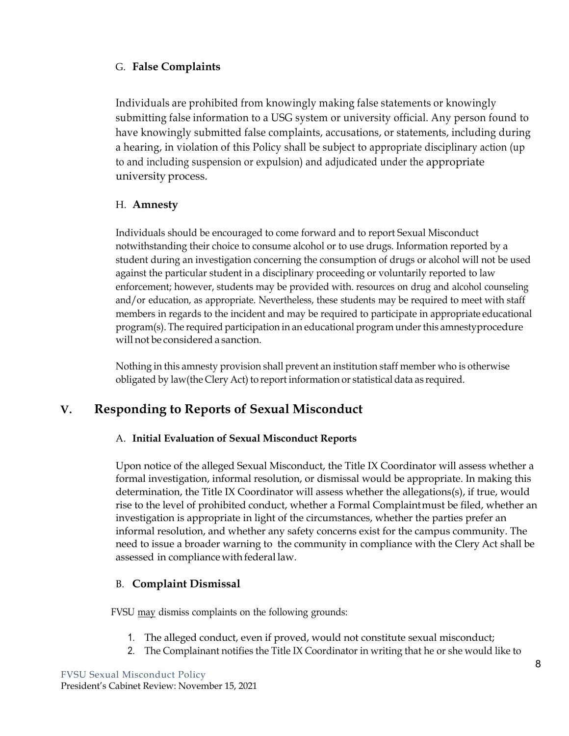### G. **False Complaints**

Individuals are prohibited from knowingly making false statements or knowingly submitting false information to a USG system or university official. Any person found to have knowingly submitted false complaints, accusations, or statements, including during a hearing, in violation of this Policy shall be subject to appropriate disciplinary action (up to and including suspension or expulsion) and adjudicated under the appropriate university process.

### H. **Amnesty**

Individuals should be encouraged to come forward and to report Sexual Misconduct notwithstanding their choice to consume alcohol or to use drugs. Information reported by a student during an investigation concerning the consumption of drugs or alcohol will not be used against the particular student in a disciplinary proceeding or voluntarily reported to law enforcement; however, students may be provided with. resources on drug and alcohol counseling and/or education, as appropriate. Nevertheless, these students may be required to meet with staff members in regards to the incident and may be required to participate in appropriate educational program(s). The required participation in an educational program under this amnestyprocedure will not be considered a sanction.

Nothing in this amnesty provision shall prevent an institution staff member who is otherwise obligated by law(the Clery Act) to report information or statistical data as required.

## V. Responding to Reports of Sexual Misconduct

### A. **Initial Evaluation of Sexual Misconduct Reports**

Upon notice of the alleged Sexual Misconduct, the Title IX Coordinator will assess whether a formal investigation, informal resolution, or dismissal would be appropriate. In making this determination, the Title IX Coordinator will assess whether the allegations(s), if true, would rise to the level of prohibited conduct, whether a Formal Complaintmust be filed, whether an investigation is appropriate in light of the circumstances, whether the parties prefer an informal resolution, and whether any safety concerns exist for the campus community. The need to issue a broader warning to the community in compliance with the Clery Act shall be assessed in compliance with federal law.

### B. **Complaint Dismissal**

FVSU <u>may</u> dismiss complaints on the following grounds:

1. The alleged conduct, even if proved, would not constitute sexual misconduct;
2. The Complainant notifies the Title IX Coordinator in writing that he or she would like to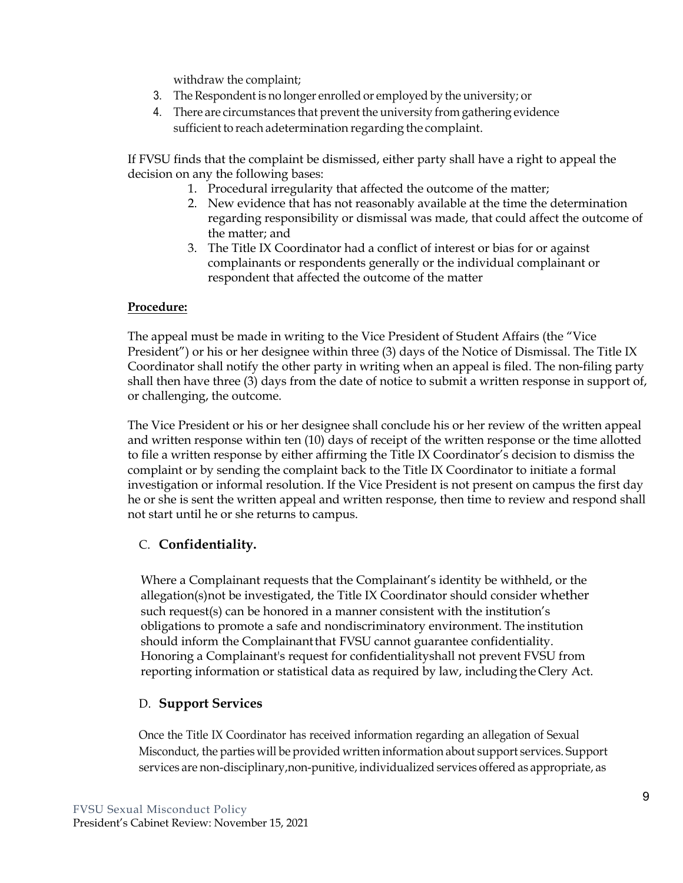withdraw the complaint;

3. The Respondent is no longer enrolled or employed by the university; or
4. There are circumstances that prevent the university from gathering evidence sufficient to reach adetermination regarding the complaint.

If FVSU finds that the complaint be dismissed, either party shall have a right to appeal the decision on any the following bases:

1. Procedural irregularity that affected the outcome of the matter;
2. New evidence that has not reasonably available at the time the determination regarding responsibility or dismissal was made, that could affect the outcome of the matter; and
3. The Title IX Coordinator had a conflict of interest or bias for or against complainants or respondents generally or the individual complainant or respondent that affected the outcome of the matter

**Procedure:**

The appeal must be made in writing to the Vice President of Student Affairs (the "Vice President") or his or her designee within three (3) days of the Notice of Dismissal. The Title IX Coordinator shall notify the other party in writing when an appeal is filed. The non-filing party shall then have three (3) days from the date of notice to submit a written response in support of, or challenging, the outcome.

The Vice President or his or her designee shall conclude his or her review of the written appeal and written response within ten (10) days of receipt of the written response or the time allotted to file a written response by either affirming the Title IX Coordinator's decision to dismiss the complaint or by sending the complaint back to the Title IX Coordinator to initiate a formal investigation or informal resolution. If the Vice President is not present on campus the first day he or she is sent the written appeal and written response, then time to review and respond shall not start until he or she returns to campus.

## C. Confidentiality.

Where a Complainant requests that the Complainant's identity be withheld, or the allegation(s)not be investigated, the Title IX Coordinator should consider whether such request(s) can be honored in a manner consistent with the institution's obligations to promote a safe and nondiscriminatory environment. The institution should inform the Complainant that FVSU cannot guarantee confidentiality. Honoring a Complainant's request for confidentialityshall not prevent FVSU from reporting information or statistical data as required by law, including the Clery Act.

## D. Support Services

Once the Title IX Coordinator has received information regarding an allegation of Sexual Misconduct, the parties will be provided written information about support services. Support services are non-disciplinary,non-punitive, individualized services offered as appropriate, as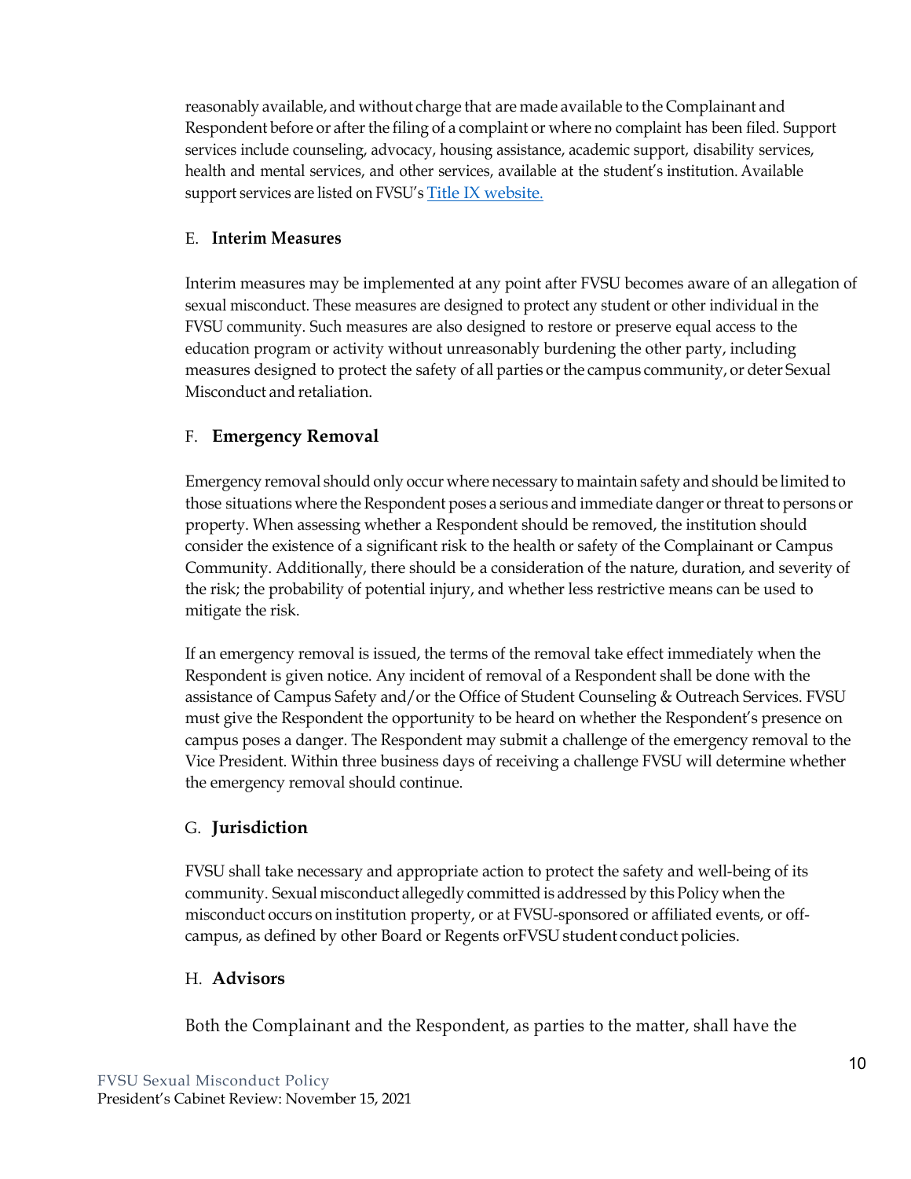reasonably available, and without charge that are made available to the Complainant and Respondent before or after the filing of a complaint or where no complaint has been filed. Support services include counseling, advocacy, housing assistance, academic support, disability services, health and mental services, and other services, available at the student's institution. Available support services are listed on FVSU's [Title IX website.]()

### E. Interim Measures

Interim measures may be implemented at any point after FVSU becomes aware of an allegation of sexual misconduct. These measures are designed to protect any student or other individual in the FVSU community. Such measures are also designed to restore or preserve equal access to the education program or activity without unreasonably burdening the other party, including measures designed to protect the safety of all parties or the campus community, or deter Sexual Misconduct and retaliation.

### F. Emergency Removal

Emergency removal should only occur where necessary to maintain safety and should be limited to those situations where the Respondent poses a serious and immediate danger or threat to persons or property. When assessing whether a Respondent should be removed, the institution should consider the existence of a significant risk to the health or safety of the Complainant or Campus Community. Additionally, there should be a consideration of the nature, duration, and severity of the risk; the probability of potential injury, and whether less restrictive means can be used to mitigate the risk.

If an emergency removal is issued, the terms of the removal take effect immediately when the Respondent is given notice. Any incident of removal of a Respondent shall be done with the assistance of Campus Safety and/or the Office of Student Counseling & Outreach Services. FVSU must give the Respondent the opportunity to be heard on whether the Respondent's presence on campus poses a danger. The Respondent may submit a challenge of the emergency removal to the Vice President. Within three business days of receiving a challenge FVSU will determine whether the emergency removal should continue.

### G. Jurisdiction

FVSU shall take necessary and appropriate action to protect the safety and well-being of its community. Sexual misconduct allegedly committed is addressed by this Policy when the misconduct occurs on institution property, or at FVSU-sponsored or affiliated events, or off-campus, as defined by other Board or Regents orFVSU student conduct policies.

### H. Advisors

Both the Complainant and the Respondent, as parties to the matter, shall have the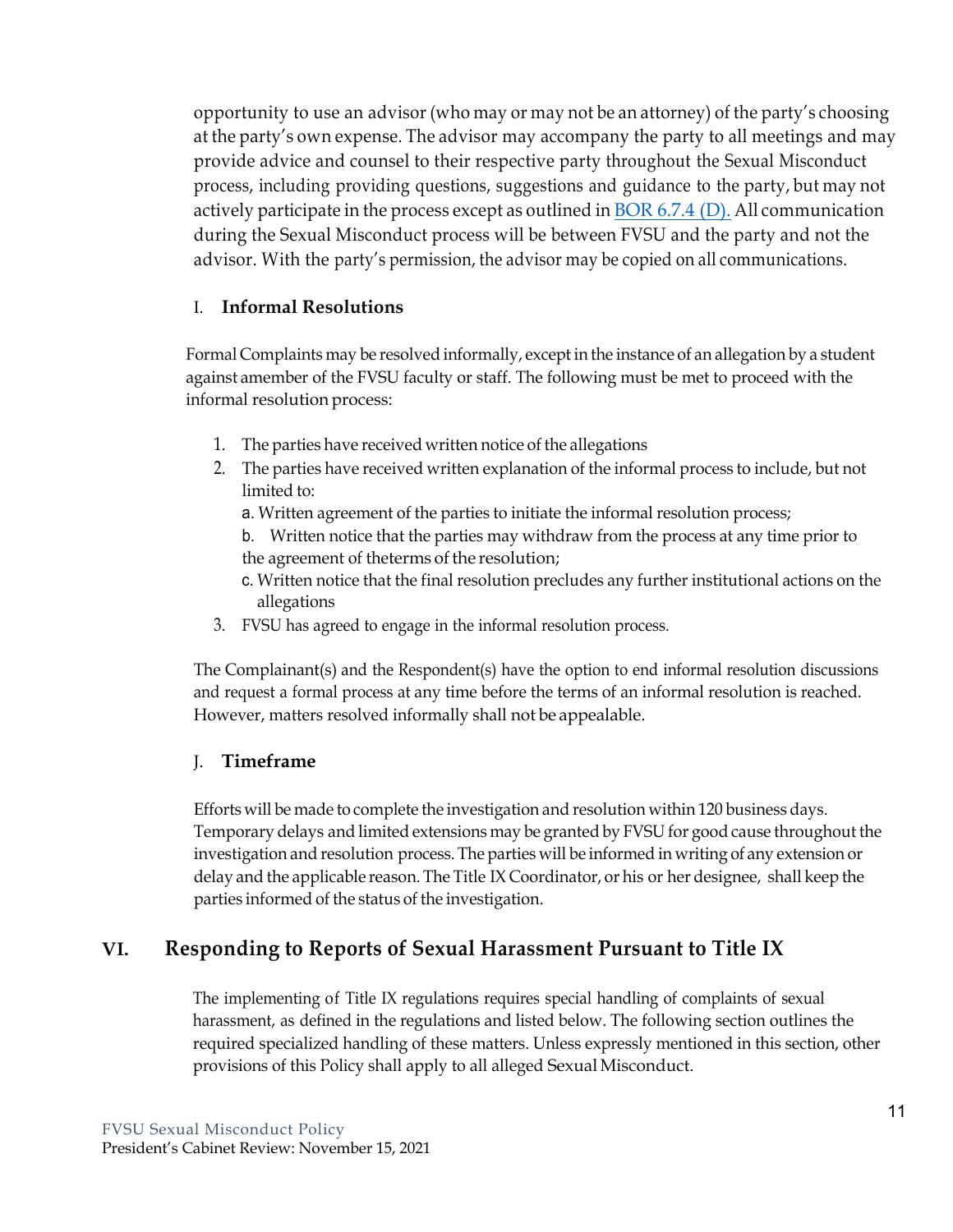opportunity to use an advisor (who may or may not be an attorney) of the party's choosing at the party's own expense. The advisor may accompany the party to all meetings and may provide advice and counsel to their respective party throughout the Sexual Misconduct process, including providing questions, suggestions and guidance to the party, but may not actively participate in the process except as outlined in BOR 6.7.4 (D). All communication during the Sexual Misconduct process will be between FVSU and the party and not the advisor. With the party's permission, the advisor may be copied on all communications.

### I. **Informal Resolutions**

Formal Complaints may be resolved informally, except in the instance of an allegation by a student against amember of the FVSU faculty or staff. The following must be met to proceed with the informal resolution process:

1. The parties have received written notice of the allegations
2. The parties have received written explanation of the informal process to include, but not limited to:
   a. Written agreement of the parties to initiate the informal resolution process;
   b. Written notice that the parties may withdraw from the process at any time prior to the agreement of theterms of the resolution;
   c. Written notice that the final resolution precludes any further institutional actions on the allegations
3. FVSU has agreed to engage in the informal resolution process.

The Complainant(s) and the Respondent(s) have the option to end informal resolution discussions and request a formal process at any time before the terms of an informal resolution is reached. However, matters resolved informally shall not be appealable.

### J. **Timeframe**

Efforts will be made to complete the investigation and resolution within 120 business days. Temporary delays and limited extensions may be granted by FVSU for good cause throughout the investigation and resolution process. The parties will be informed in writing of any extension or delay and the applicable reason. The Title IX Coordinator, or his or her designee, shall keep the parties informed of the status of the investigation.

## VI. Responding to Reports of Sexual Harassment Pursuant to Title IX

The implementing of Title IX regulations requires special handling of complaints of sexual harassment, as defined in the regulations and listed below. The following section outlines the required specialized handling of these matters. Unless expressly mentioned in this section, other provisions of this Policy shall apply to all alleged Sexual Misconduct.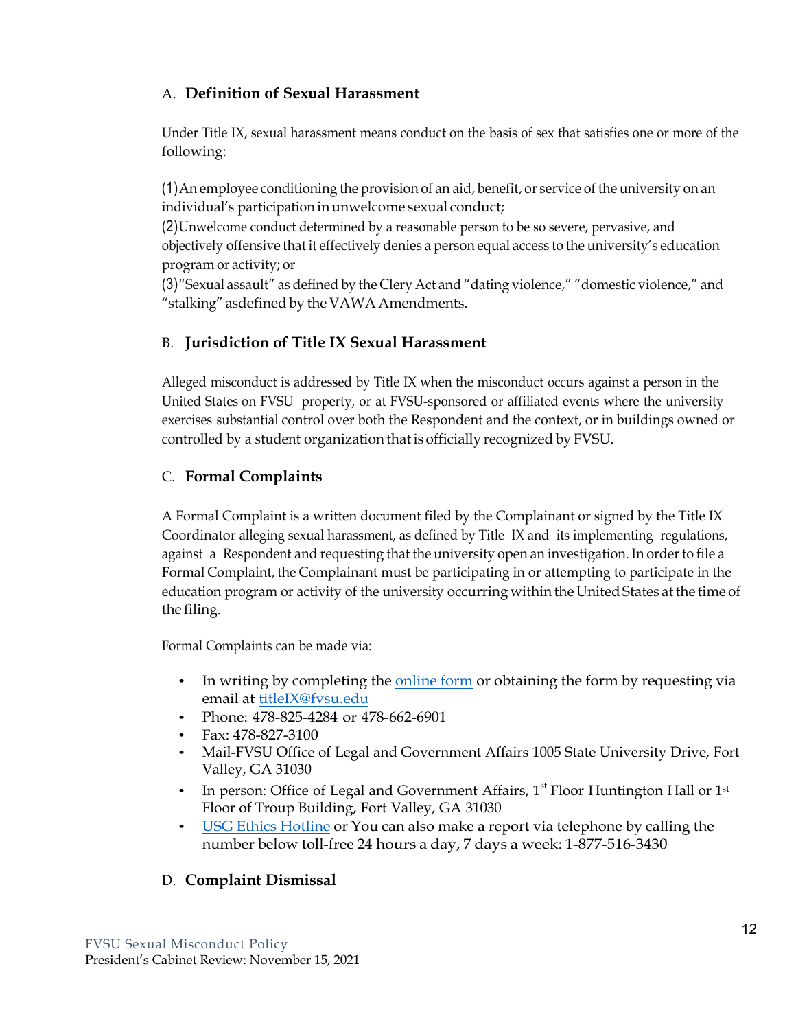## A. **Definition of Sexual Harassment**

Under Title IX, sexual harassment means conduct on the basis of sex that satisfies one or more of the following:

(1) An employee conditioning the provision of an aid, benefit, or service of the university on an individual's participation in unwelcome sexual conduct;
(2) Unwelcome conduct determined by a reasonable person to be so severe, pervasive, and objectively offensive that it effectively denies a person equal access to the university's education program or activity; or
(3) "Sexual assault" as defined by the Clery Act and "dating violence," "domestic violence," and "stalking" asdefined by the VAWA Amendments.

## B. **Jurisdiction of Title IX Sexual Harassment**

Alleged misconduct is addressed by Title IX when the misconduct occurs against a person in the United States on FVSU property, or at FVSU-sponsored or affiliated events where the university exercises substantial control over both the Respondent and the context, or in buildings owned or controlled by a student organization that is officially recognized by FVSU.

## C. **Formal Complaints**

A Formal Complaint is a written document filed by the Complainant or signed by the Title IX Coordinator alleging sexual harassment, as defined by Title IX and its implementing regulations, against a Respondent and requesting that the university open an investigation. In order to file a Formal Complaint, the Complainant must be participating in or attempting to participate in the education program or activity of the university occurring within the United States at the time of the filing.

Formal Complaints can be made via:

- In writing by completing the online form or obtaining the form by requesting via email at titleIX@fvsu.edu
- Phone: 478-825-4284 or 478-662-6901
- Fax: 478-827-3100
- Mail-FVSU Office of Legal and Government Affairs 1005 State University Drive, Fort Valley, GA 31030
- In person: Office of Legal and Government Affairs, 1st Floor Huntington Hall or 1st Floor of Troup Building, Fort Valley, GA 31030
- USG Ethics Hotline or You can also make a report via telephone by calling the number below toll-free 24 hours a day, 7 days a week: 1-877-516-3430

## D. **Complaint Dismissal**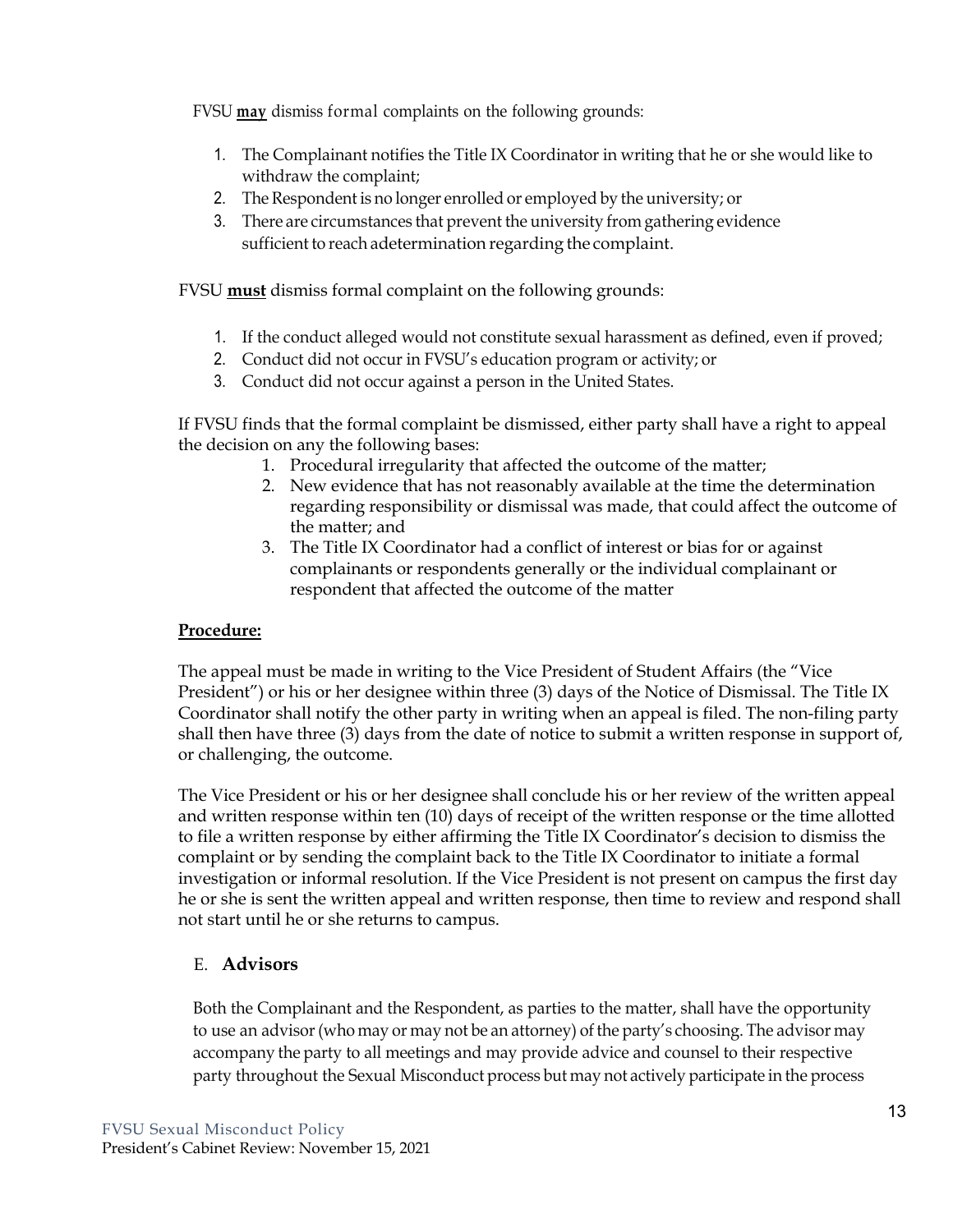FVSU **may** dismiss formal complaints on the following grounds:

1. The Complainant notifies the Title IX Coordinator in writing that he or she would like to withdraw the complaint;
2. The Respondent is no longer enrolled or employed by the university; or
3. There are circumstances that prevent the university from gathering evidence sufficient to reach adetermination regarding the complaint.

FVSU **must** dismiss formal complaint on the following grounds:

1. If the conduct alleged would not constitute sexual harassment as defined, even if proved;
2. Conduct did not occur in FVSU's education program or activity; or
3. Conduct did not occur against a person in the United States.

If FVSU finds that the formal complaint be dismissed, either party shall have a right to appeal the decision on any the following bases:

1. Procedural irregularity that affected the outcome of the matter;
2. New evidence that has not reasonably available at the time the determination regarding responsibility or dismissal was made, that could affect the outcome of the matter; and
3. The Title IX Coordinator had a conflict of interest or bias for or against complainants or respondents generally or the individual complainant or respondent that affected the outcome of the matter

**Procedure:**

The appeal must be made in writing to the Vice President of Student Affairs (the "Vice President") or his or her designee within three (3) days of the Notice of Dismissal. The Title IX Coordinator shall notify the other party in writing when an appeal is filed. The non-filing party shall then have three (3) days from the date of notice to submit a written response in support of, or challenging, the outcome.

The Vice President or his or her designee shall conclude his or her review of the written appeal and written response within ten (10) days of receipt of the written response or the time allotted to file a written response by either affirming the Title IX Coordinator's decision to dismiss the complaint or by sending the complaint back to the Title IX Coordinator to initiate a formal investigation or informal resolution. If the Vice President is not present on campus the first day he or she is sent the written appeal and written response, then time to review and respond shall not start until he or she returns to campus.

### E. Advisors

Both the Complainant and the Respondent, as parties to the matter, shall have the opportunity to use an advisor (who may or may not be an attorney) of the party's choosing. The advisor may accompany the party to all meetings and may provide advice and counsel to their respective party throughout the Sexual Misconduct process but may not actively participate in the process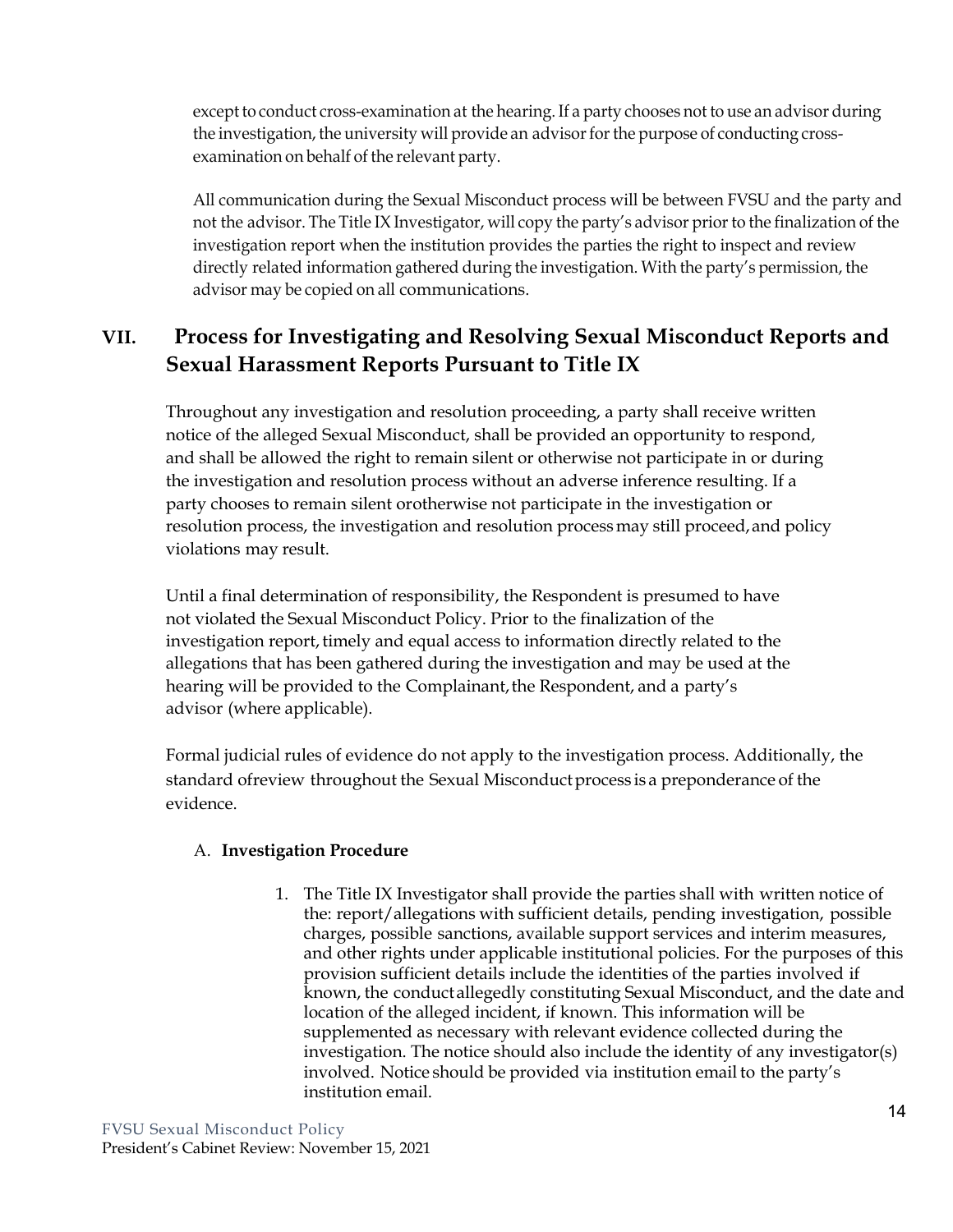except to conduct cross-examination at the hearing. If a party chooses not to use an advisor during the investigation, the university will provide an advisor for the purpose of conducting cross-examination on behalf of the relevant party.

All communication during the Sexual Misconduct process will be between FVSU and the party and not the advisor. The Title IX Investigator, will copy the party's advisor prior to the finalization of the investigation report when the institution provides the parties the right to inspect and review directly related information gathered during the investigation. With the party's permission, the advisor may be copied on all communications.

## VII. Process for Investigating and Resolving Sexual Misconduct Reports and Sexual Harassment Reports Pursuant to Title IX

Throughout any investigation and resolution proceeding, a party shall receive written notice of the alleged Sexual Misconduct, shall be provided an opportunity to respond, and shall be allowed the right to remain silent or otherwise not participate in or during the investigation and resolution process without an adverse inference resulting. If a party chooses to remain silent orotherwise not participate in the investigation or resolution process, the investigation and resolution process may still proceed, and policy violations may result.

Until a final determination of responsibility, the Respondent is presumed to have not violated the Sexual Misconduct Policy. Prior to the finalization of the investigation report, timely and equal access to information directly related to the allegations that has been gathered during the investigation and may be used at the hearing will be provided to the Complainant, the Respondent, and a party's advisor (where applicable).

Formal judicial rules of evidence do not apply to the investigation process. Additionally, the standard ofreview throughout the Sexual Misconduct process is a preponderance of the evidence.

### A. Investigation Procedure

1. The Title IX Investigator shall provide the parties shall with written notice of the: report/allegations with sufficient details, pending investigation, possible charges, possible sanctions, available support services and interim measures, and other rights under applicable institutional policies. For the purposes of this provision sufficient details include the identities of the parties involved if known, the conduct allegedly constituting Sexual Misconduct, and the date and location of the alleged incident, if known. This information will be supplemented as necessary with relevant evidence collected during the investigation. The notice should also include the identity of any investigator(s) involved. Notice should be provided via institution email to the party's institution email.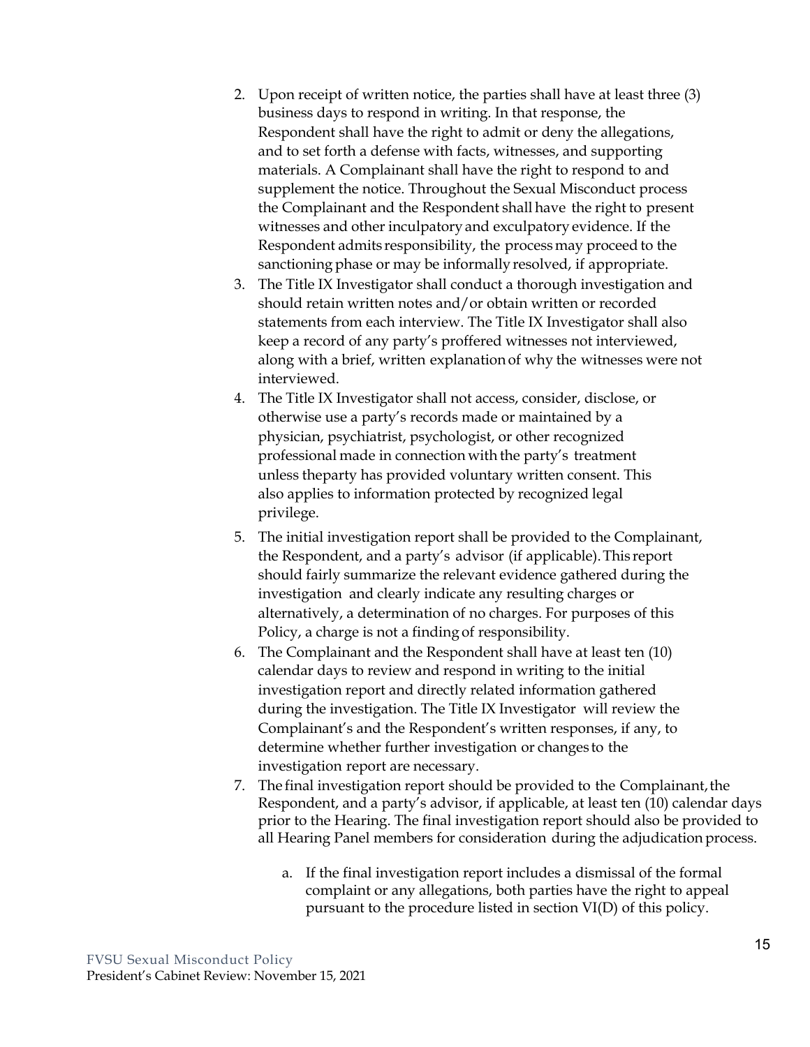2. Upon receipt of written notice, the parties shall have at least three (3) business days to respond in writing. In that response, the Respondent shall have the right to admit or deny the allegations, and to set forth a defense with facts, witnesses, and supporting materials. A Complainant shall have the right to respond to and supplement the notice. Throughout the Sexual Misconduct process the Complainant and the Respondent shall have the right to present witnesses and other inculpatory and exculpatory evidence. If the Respondent admits responsibility, the process may proceed to the sanctioning phase or may be informally resolved, if appropriate.
3. The Title IX Investigator shall conduct a thorough investigation and should retain written notes and/or obtain written or recorded statements from each interview. The Title IX Investigator shall also keep a record of any party's proffered witnesses not interviewed, along with a brief, written explanation of why the witnesses were not interviewed.
4. The Title IX Investigator shall not access, consider, disclose, or otherwise use a party's records made or maintained by a physician, psychiatrist, psychologist, or other recognized professional made in connection with the party's treatment unless theparty has provided voluntary written consent. This also applies to information protected by recognized legal privilege.
5. The initial investigation report shall be provided to the Complainant, the Respondent, and a party's advisor (if applicable). This report should fairly summarize the relevant evidence gathered during the investigation and clearly indicate any resulting charges or alternatively, a determination of no charges. For purposes of this Policy, a charge is not a finding of responsibility.
6. The Complainant and the Respondent shall have at least ten (10) calendar days to review and respond in writing to the initial investigation report and directly related information gathered during the investigation. The Title IX Investigator will review the Complainant's and the Respondent's written responses, if any, to determine whether further investigation or changes to the investigation report are necessary.
7. The final investigation report should be provided to the Complainant, the Respondent, and a party's advisor, if applicable, at least ten (10) calendar days prior to the Hearing. The final investigation report should also be provided to all Hearing Panel members for consideration during the adjudication process.

    a. If the final investigation report includes a dismissal of the formal complaint or any allegations, both parties have the right to appeal pursuant to the procedure listed in section VI(D) of this policy.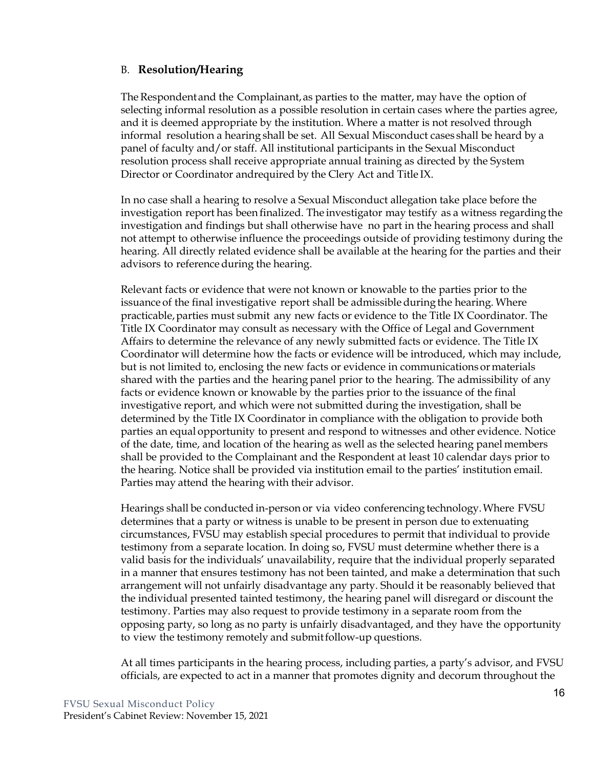## B. **Resolution/Hearing**

The Respondent and the Complainant, as parties to the matter, may have the option of selecting informal resolution as a possible resolution in certain cases where the parties agree, and it is deemed appropriate by the institution. Where a matter is not resolved through informal resolution a hearing shall be set. All Sexual Misconduct cases shall be heard by a panel of faculty and/or staff. All institutional participants in the Sexual Misconduct resolution process shall receive appropriate annual training as directed by the System Director or Coordinator andrequired by the Clery Act and Title IX.

In no case shall a hearing to resolve a Sexual Misconduct allegation take place before the investigation report has been finalized. The investigator may testify as a witness regarding the investigation and findings but shall otherwise have no part in the hearing process and shall not attempt to otherwise influence the proceedings outside of providing testimony during the hearing. All directly related evidence shall be available at the hearing for the parties and their advisors to reference during the hearing.

Relevant facts or evidence that were not known or knowable to the parties prior to the issuance of the final investigative report shall be admissible during the hearing. Where practicable, parties must submit any new facts or evidence to the Title IX Coordinator. The Title IX Coordinator may consult as necessary with the Office of Legal and Government Affairs to determine the relevance of any newly submitted facts or evidence. The Title IX Coordinator will determine how the facts or evidence will be introduced, which may include, but is not limited to, enclosing the new facts or evidence in communications or materials shared with the parties and the hearing panel prior to the hearing. The admissibility of any facts or evidence known or knowable by the parties prior to the issuance of the final investigative report, and which were not submitted during the investigation, shall be determined by the Title IX Coordinator in compliance with the obligation to provide both parties an equal opportunity to present and respond to witnesses and other evidence. Notice of the date, time, and location of the hearing as well as the selected hearing panel members shall be provided to the Complainant and the Respondent at least 10 calendar days prior to the hearing. Notice shall be provided via institution email to the parties' institution email. Parties may attend the hearing with their advisor.

Hearings shall be conducted in-person or via video conferencing technology. Where FVSU determines that a party or witness is unable to be present in person due to extenuating circumstances, FVSU may establish special procedures to permit that individual to provide testimony from a separate location. In doing so, FVSU must determine whether there is a valid basis for the individuals' unavailability, require that the individual properly separated in a manner that ensures testimony has not been tainted, and make a determination that such arrangement will not unfairly disadvantage any party. Should it be reasonably believed that the individual presented tainted testimony, the hearing panel will disregard or discount the testimony. Parties may also request to provide testimony in a separate room from the opposing party, so long as no party is unfairly disadvantaged, and they have the opportunity to view the testimony remotely and submit follow-up questions.

At all times participants in the hearing process, including parties, a party's advisor, and FVSU officials, are expected to act in a manner that promotes dignity and decorum throughout the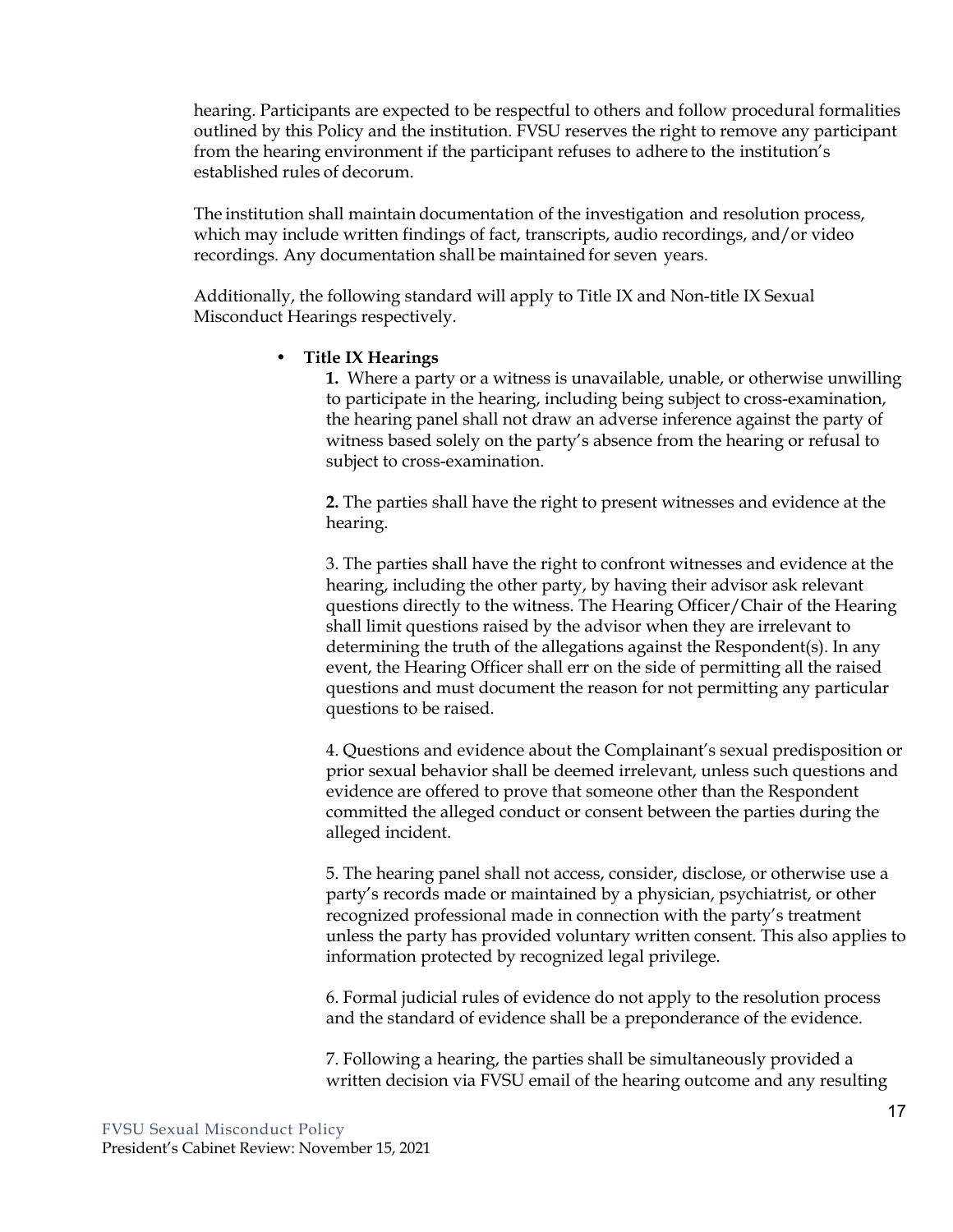hearing. Participants are expected to be respectful to others and follow procedural formalities outlined by this Policy and the institution. FVSU reserves the right to remove any participant from the hearing environment if the participant refuses to adhere to the institution's established rules of decorum.

The institution shall maintain documentation of the investigation and resolution process, which may include written findings of fact, transcripts, audio recordings, and/or video recordings. Any documentation shall be maintained for seven years.

Additionally, the following standard will apply to Title IX and Non-title IX Sexual Misconduct Hearings respectively.

- **Title IX Hearings**

  **1.** Where a party or a witness is unavailable, unable, or otherwise unwilling to participate in the hearing, including being subject to cross-examination, the hearing panel shall not draw an adverse inference against the party of witness based solely on the party's absence from the hearing or refusal to subject to cross-examination.

  **2.** The parties shall have the right to present witnesses and evidence at the hearing.

  3. The parties shall have the right to confront witnesses and evidence at the hearing, including the other party, by having their advisor ask relevant questions directly to the witness. The Hearing Officer/Chair of the Hearing shall limit questions raised by the advisor when they are irrelevant to determining the truth of the allegations against the Respondent(s). In any event, the Hearing Officer shall err on the side of permitting all the raised questions and must document the reason for not permitting any particular questions to be raised.

  4. Questions and evidence about the Complainant's sexual predisposition or prior sexual behavior shall be deemed irrelevant, unless such questions and evidence are offered to prove that someone other than the Respondent committed the alleged conduct or consent between the parties during the alleged incident.

  5. The hearing panel shall not access, consider, disclose, or otherwise use a party's records made or maintained by a physician, psychiatrist, or other recognized professional made in connection with the party's treatment unless the party has provided voluntary written consent. This also applies to information protected by recognized legal privilege.

  6. Formal judicial rules of evidence do not apply to the resolution process and the standard of evidence shall be a preponderance of the evidence.

  7. Following a hearing, the parties shall be simultaneously provided a written decision via FVSU email of the hearing outcome and any resulting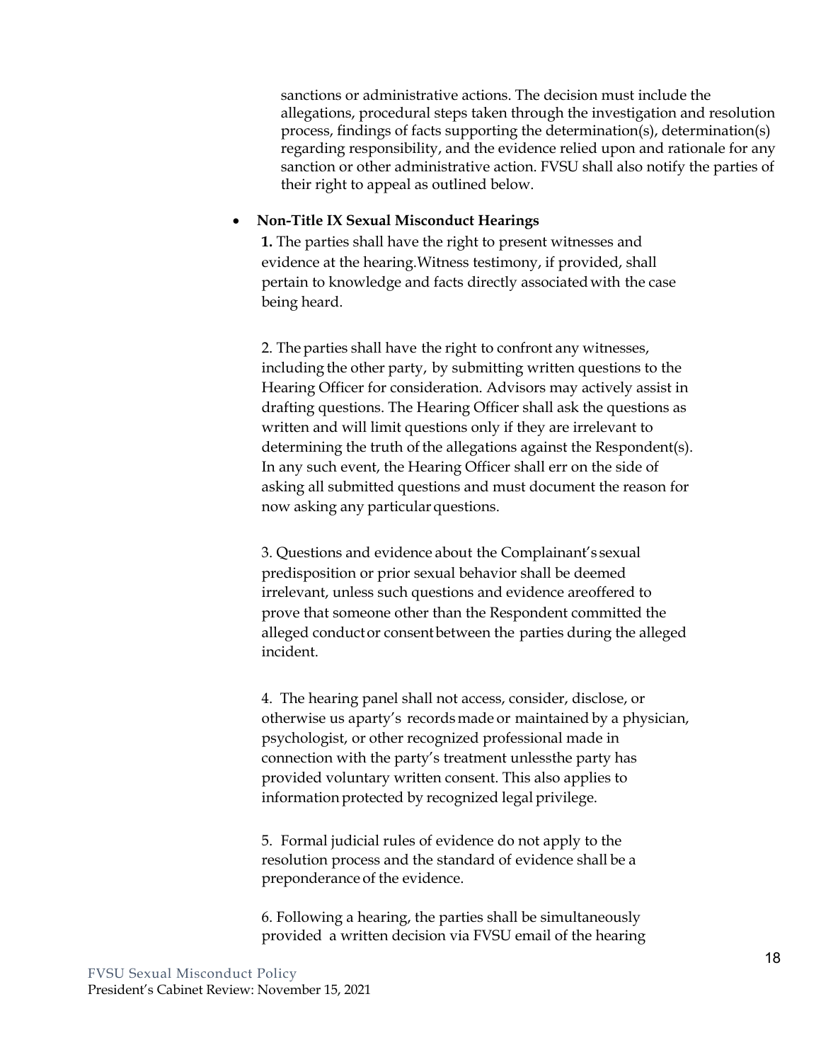sanctions or administrative actions. The decision must include the allegations, procedural steps taken through the investigation and resolution process, findings of facts supporting the determination(s), determination(s) regarding responsibility, and the evidence relied upon and rationale for any sanction or other administrative action. FVSU shall also notify the parties of their right to appeal as outlined below.

- **Non-Title IX Sexual Misconduct Hearings**

  **1.** The parties shall have the right to present witnesses and evidence at the hearing.Witness testimony, if provided, shall pertain to knowledge and facts directly associated with the case being heard.

  2. The parties shall have the right to confront any witnesses, including the other party, by submitting written questions to the Hearing Officer for consideration. Advisors may actively assist in drafting questions. The Hearing Officer shall ask the questions as written and will limit questions only if they are irrelevant to determining the truth of the allegations against the Respondent(s). In any such event, the Hearing Officer shall err on the side of asking all submitted questions and must document the reason for now asking any particular questions.

  3. Questions and evidence about the Complainant's sexual predisposition or prior sexual behavior shall be deemed irrelevant, unless such questions and evidence areoffered to prove that someone other than the Respondent committed the alleged conductor consentbetween the parties during the alleged incident.

  4. The hearing panel shall not access, consider, disclose, or otherwise us aparty's recordsmade or maintained by a physician, psychologist, or other recognized professional made in connection with the party's treatment unlessthe party has provided voluntary written consent. This also applies to information protected by recognized legal privilege.

  5. Formal judicial rules of evidence do not apply to the resolution process and the standard of evidence shall be a preponderance of the evidence.

  6. Following a hearing, the parties shall be simultaneously provided a written decision via FVSU email of the hearing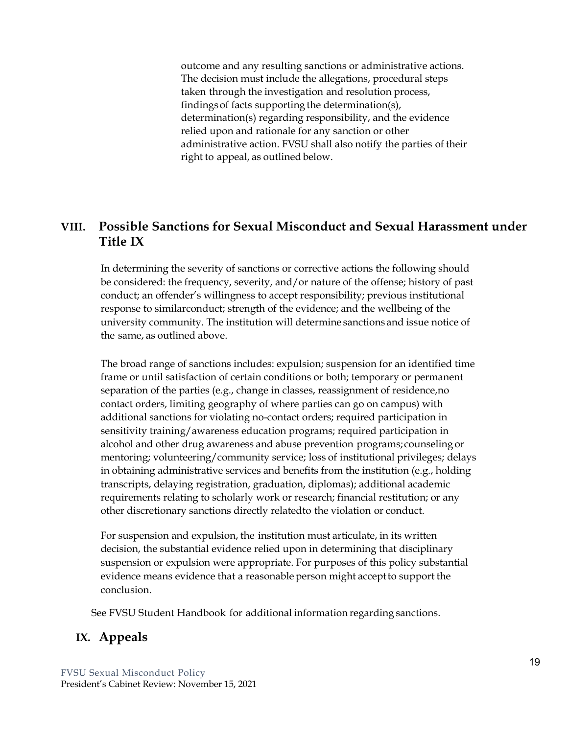outcome and any resulting sanctions or administrative actions. The decision must include the allegations, procedural steps taken through the investigation and resolution process, findings of facts supporting the determination(s), determination(s) regarding responsibility, and the evidence relied upon and rationale for any sanction or other administrative action. FVSU shall also notify the parties of their right to appeal, as outlined below.

## VIII. Possible Sanctions for Sexual Misconduct and Sexual Harassment under Title IX

In determining the severity of sanctions or corrective actions the following should be considered: the frequency, severity, and/or nature of the offense; history of past conduct; an offender's willingness to accept responsibility; previous institutional response to similarconduct; strength of the evidence; and the wellbeing of the university community. The institution will determine sanctions and issue notice of the same, as outlined above.

The broad range of sanctions includes: expulsion; suspension for an identified time frame or until satisfaction of certain conditions or both; temporary or permanent separation of the parties (e.g., change in classes, reassignment of residence,no contact orders, limiting geography of where parties can go on campus) with additional sanctions for violating no-contact orders; required participation in sensitivity training/awareness education programs; required participation in alcohol and other drug awareness and abuse prevention programs;counseling or mentoring; volunteering/community service; loss of institutional privileges; delays in obtaining administrative services and benefits from the institution (e.g., holding transcripts, delaying registration, graduation, diplomas); additional academic requirements relating to scholarly work or research; financial restitution; or any other discretionary sanctions directly relatedto the violation or conduct.

For suspension and expulsion, the institution must articulate, in its written decision, the substantial evidence relied upon in determining that disciplinary suspension or expulsion were appropriate. For purposes of this policy substantial evidence means evidence that a reasonable person might acceptto support the conclusion.

See FVSU Student Handbook for additional information regarding sanctions.

## IX. Appeals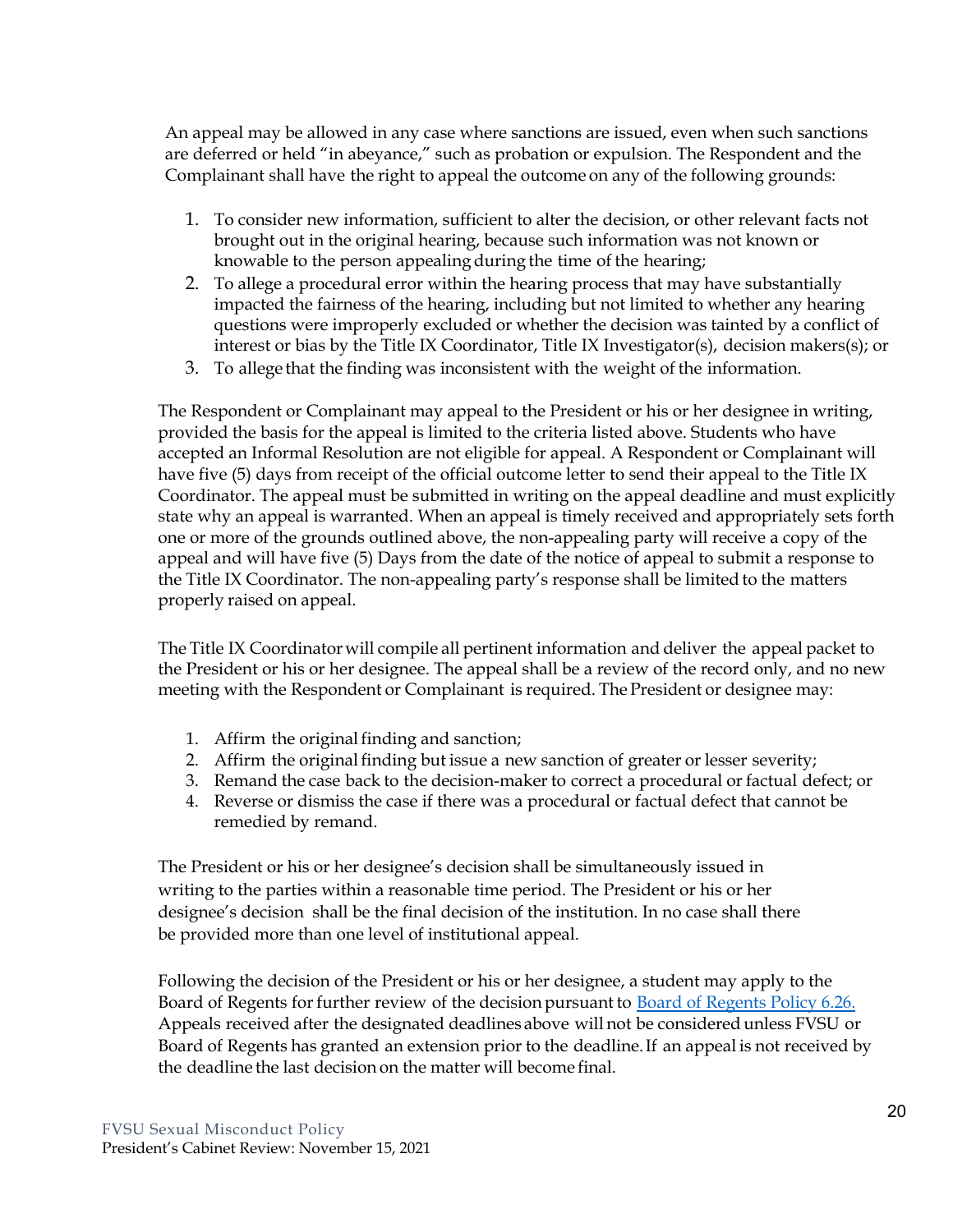An appeal may be allowed in any case where sanctions are issued, even when such sanctions are deferred or held "in abeyance," such as probation or expulsion. The Respondent and the Complainant shall have the right to appeal the outcome on any of the following grounds:

1. To consider new information, sufficient to alter the decision, or other relevant facts not brought out in the original hearing, because such information was not known or knowable to the person appealing during the time of the hearing;
2. To allege a procedural error within the hearing process that may have substantially impacted the fairness of the hearing, including but not limited to whether any hearing questions were improperly excluded or whether the decision was tainted by a conflict of interest or bias by the Title IX Coordinator, Title IX Investigator(s), decision makers(s); or
3. To allege that the finding was inconsistent with the weight of the information.

The Respondent or Complainant may appeal to the President or his or her designee in writing, provided the basis for the appeal is limited to the criteria listed above. Students who have accepted an Informal Resolution are not eligible for appeal. A Respondent or Complainant will have five (5) days from receipt of the official outcome letter to send their appeal to the Title IX Coordinator. The appeal must be submitted in writing on the appeal deadline and must explicitly state why an appeal is warranted. When an appeal is timely received and appropriately sets forth one or more of the grounds outlined above, the non-appealing party will receive a copy of the appeal and will have five (5) Days from the date of the notice of appeal to submit a response to the Title IX Coordinator. The non-appealing party's response shall be limited to the matters properly raised on appeal.

The Title IX Coordinator will compile all pertinent information and deliver the appeal packet to the President or his or her designee. The appeal shall be a review of the record only, and no new meeting with the Respondent or Complainant is required. The President or designee may:

1. Affirm the original finding and sanction;
2. Affirm the original finding but issue a new sanction of greater or lesser severity;
3. Remand the case back to the decision-maker to correct a procedural or factual defect; or
4. Reverse or dismiss the case if there was a procedural or factual defect that cannot be remedied by remand.

The President or his or her designee's decision shall be simultaneously issued in writing to the parties within a reasonable time period. The President or his or her designee's decision shall be the final decision of the institution. In no case shall there be provided more than one level of institutional appeal.

Following the decision of the President or his or her designee, a student may apply to the Board of Regents for further review of the decision pursuant to Board of Regents Policy 6.26. Appeals received after the designated deadlines above will not be considered unless FVSU or Board of Regents has granted an extension prior to the deadline. If an appeal is not received by the deadline the last decision on the matter will become final.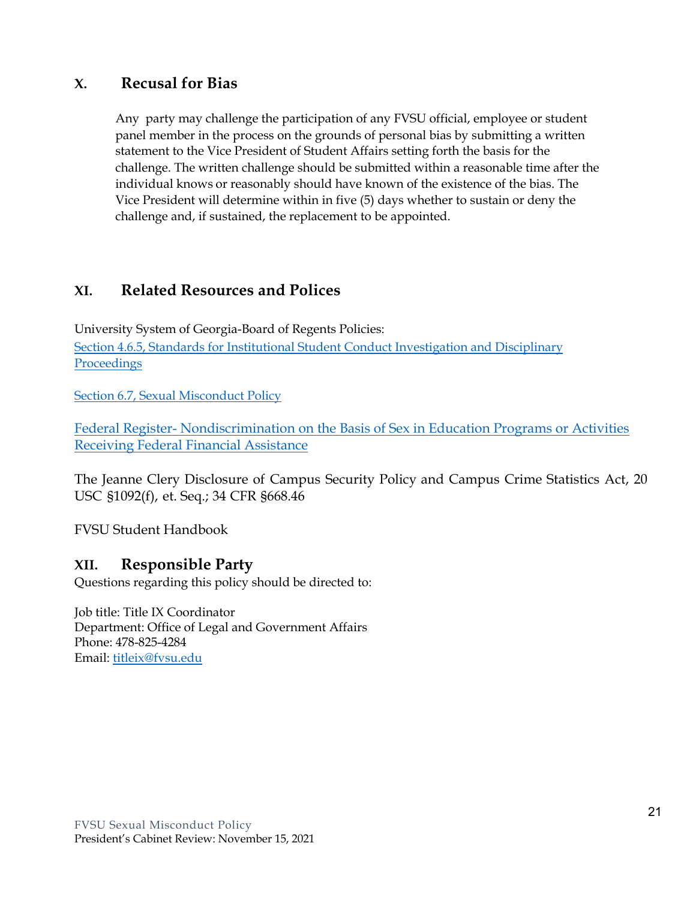## X. Recusal for Bias

Any party may challenge the participation of any FVSU official, employee or student panel member in the process on the grounds of personal bias by submitting a written statement to the Vice President of Student Affairs setting forth the basis for the challenge. The written challenge should be submitted within a reasonable time after the individual knows or reasonably should have known of the existence of the bias. The Vice President will determine within in five (5) days whether to sustain or deny the challenge and, if sustained, the replacement to be appointed.

## XI. Related Resources and Polices

University System of Georgia-Board of Regents Policies:
Section 4.6.5, Standards for Institutional Student Conduct Investigation and Disciplinary Proceedings

Section 6.7, Sexual Misconduct Policy

Federal Register- Nondiscrimination on the Basis of Sex in Education Programs or Activities Receiving Federal Financial Assistance

The Jeanne Clery Disclosure of Campus Security Policy and Campus Crime Statistics Act, 20 USC §1092(f), et. Seq.; 34 CFR §668.46

FVSU Student Handbook

## XII. Responsible Party

Questions regarding this policy should be directed to:

Job title: Title IX Coordinator
Department: Office of Legal and Government Affairs
Phone: 478-825-4284
Email: titleix@fvsu.edu